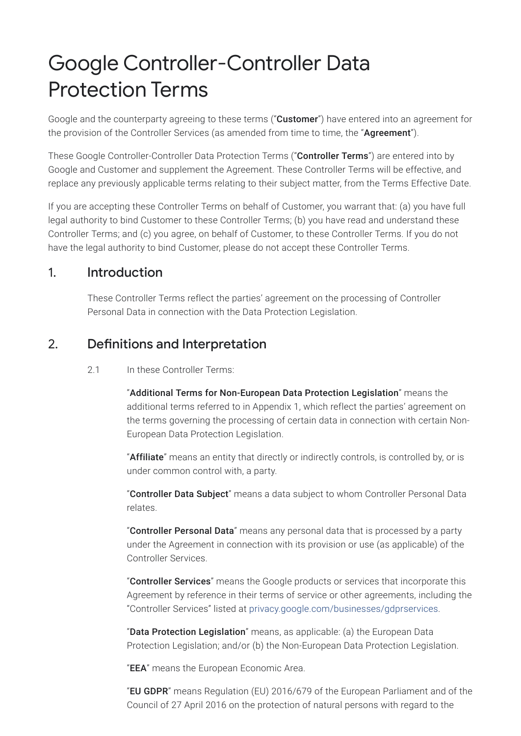# Google Controller-Controller Data Protection Terms

Google and the counterparty agreeing to these terms ("**Customer**") have entered into an agreement for the provision of the Controller Services (as amended from time to time, the "**Agreement**").

These Google Controller-Controller Data Protection Terms ("**Controller Terms**") are entered into by Google and Customer and supplement the Agreement. These Controller Terms will be effective, and replace any previously applicable terms relating to their subject matter, from the Terms Effective Date.

If you are accepting these Controller Terms on behalf of Customer, you warrant that: (a) you have full legal authority to bind Customer to these Controller Terms; (b) you have read and understand these Controller Terms; and (c) you agree, on behalf of Customer, to these Controller Terms. If you do not have the legal authority to bind Customer, please do not accept these Controller Terms.

## 1. Introduction

These Controller Terms reflect the parties' agreement on the processing of Controller Personal Data in connection with the Data Protection Legislation.

## 2. Definitions and Interpretation

2.1 In these Controller Terms:

"**Additional Terms for Non-European Data Protection Legislation**" means the additional terms referred to in Appendix 1, which reflect the parties' agreement on the terms governing the processing of certain data in connection with certain Non-European Data Protection Legislation.

"**Affiliate**" means an entity that directly or indirectly controls, is controlled by, or is under common control with, a party.

"**Controller Data Subject**" means a data subject to whom Controller Personal Data relates.

"**Controller Personal Data**" means any personal data that is processed by a party under the Agreement in connection with its provision or use (as applicable) of the Controller Services.

"**Controller Services**" means the Google products or services that incorporate this Agreement by reference in their terms of service or other agreements, including the "Controller Services" listed at privacy.google.com/businesses/gdprservices.

"**Data Protection Legislation**" means, as applicable: (a) the European Data Protection Legislation; and/or (b) the Non-European Data Protection Legislation.

"**EEA**" means the European Economic Area.

"**EU GDPR**" means Regulation (EU) 2016/679 of the European Parliament and of the Council of 27 April 2016 on the protection of natural persons with regard to the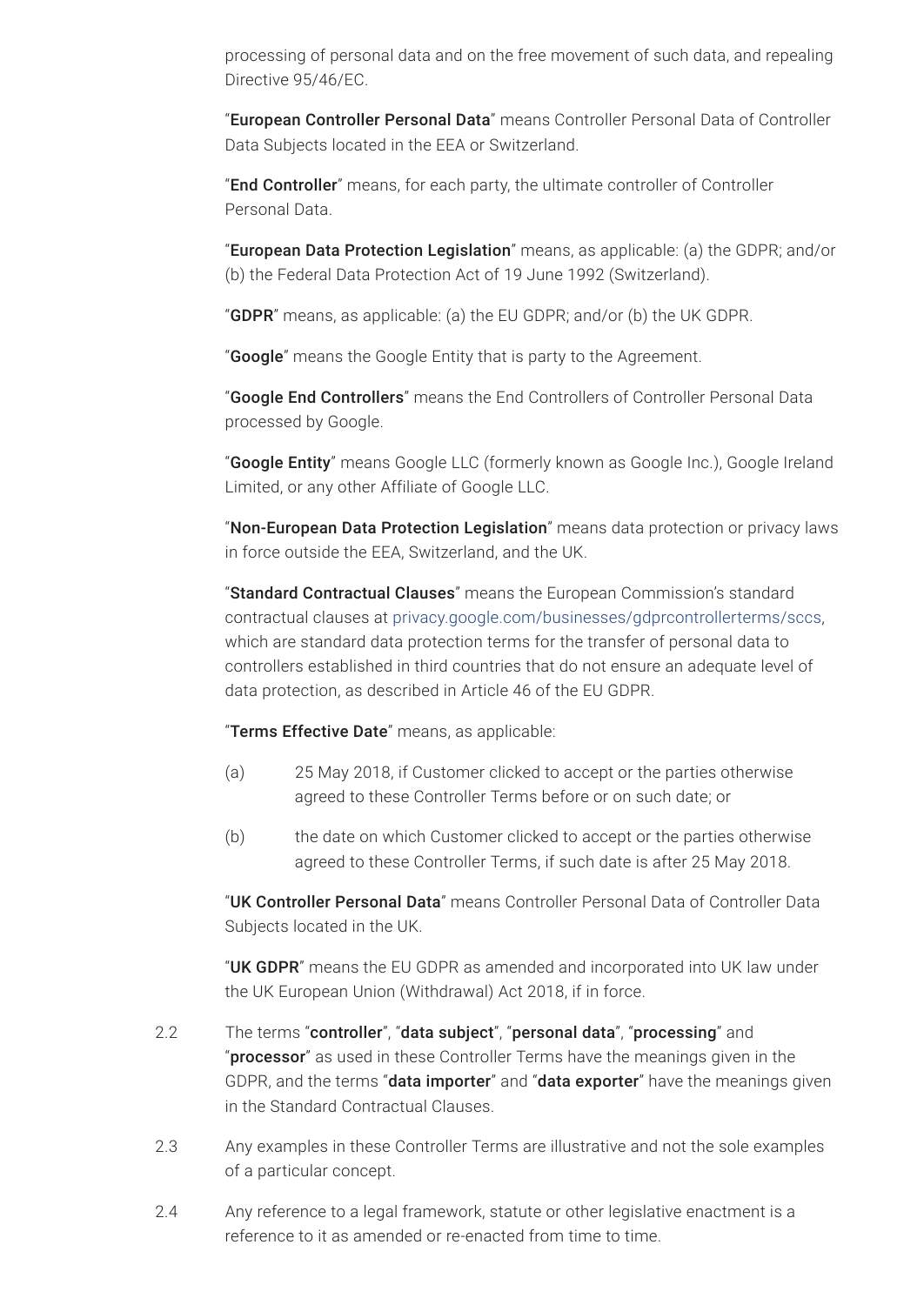processing of personal data and on the free movement of such data, and repealing Directive 95/46/EC.

"**European Controller Personal Data**" means Controller Personal Data of Controller Data Subjects located in the EEA or Switzerland.

"**End Controller**" means, for each party, the ultimate controller of Controller Personal Data.

"**European Data Protection Legislation**" means, as applicable: (a) the GDPR; and/or (b) the Federal Data Protection Act of 19 June 1992 (Switzerland).

"**GDPR**" means, as applicable: (a) the EU GDPR; and/or (b) the UK GDPR.

"**Google**" means the Google Entity that is party to the Agreement.

"**Google End Controllers**" means the End Controllers of Controller Personal Data processed by Google.

"**Google Entity**" means Google LLC (formerly known as Google Inc.), Google Ireland Limited, or any other Affiliate of Google LLC.

"**Non-European Data Protection Legislation**" means data protection or privacy laws in force outside the EEA, Switzerland, and the UK.

"**Standard Contractual Clauses**" means the European Commission's standard contractual clauses at privacy.google.com/businesses/gdprcontrollerterms/sccs, which are standard data protection terms for the transfer of personal data to controllers established in third countries that do not ensure an adequate level of data protection, as described in Article 46 of the EU GDPR.

"**Terms Effective Date**" means, as applicable:

(a) 25 May 2018, if Customer clicked to accept or the parties otherwise agreed to these Controller Terms before or on such date; or

(b) the date on which Customer clicked to accept or the parties otherwise agreed to these Controller Terms, if such date is after 25 May 2018.

"**UK Controller Personal Data**" means Controller Personal Data of Controller Data Subjects located in the UK.

"**UK GDPR**" means the EU GDPR as amended and incorporated into UK law under the UK European Union (Withdrawal) Act 2018, if in force.

2.2 The terms "**controller**", "**data subject**", "**personal data**", "**processing**" and "**processor**" as used in these Controller Terms have the meanings given in the GDPR, and the terms "**data importer**" and "**data exporter**" have the meanings given in the Standard Contractual Clauses.

2.3 Any examples in these Controller Terms are illustrative and not the sole examples of a particular concept.

2.4 Any reference to a legal framework, statute or other legislative enactment is a reference to it as amended or re-enacted from time to time.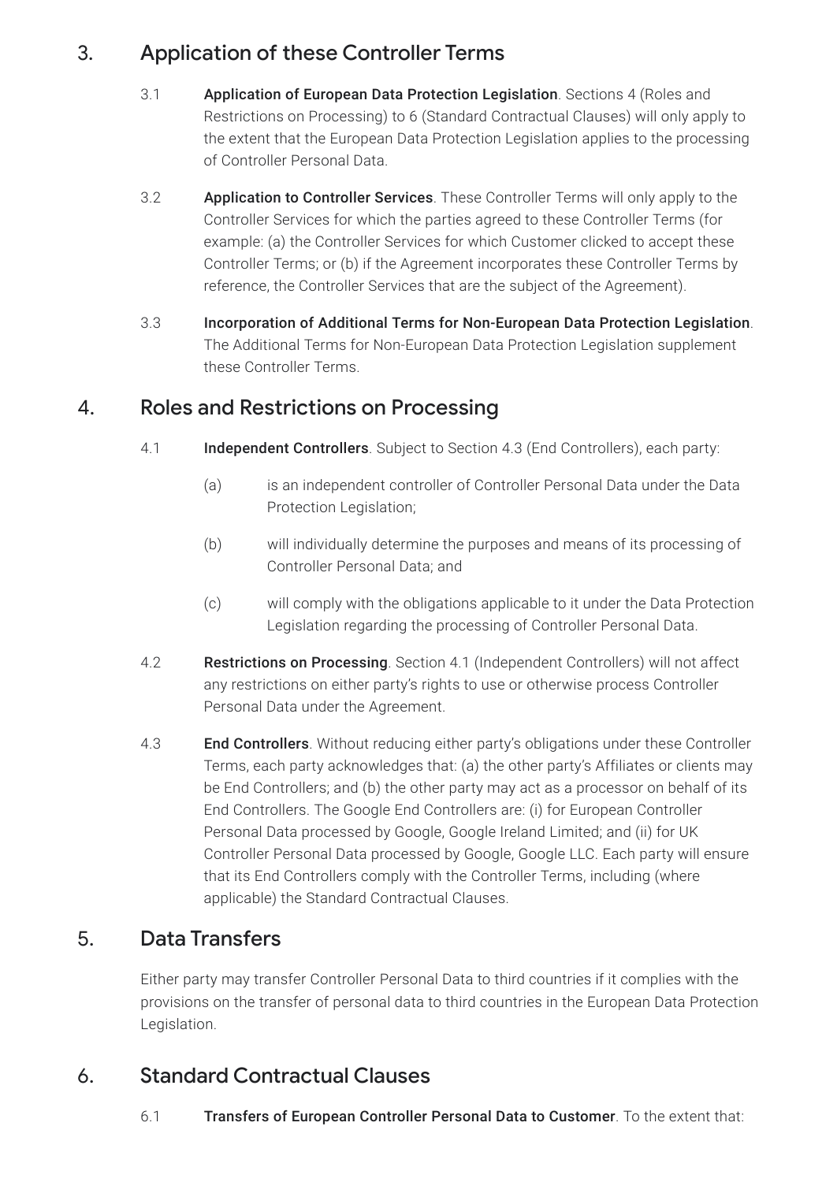## 3. Application of these Controller Terms

3.1 **Application of European Data Protection Legislation**. Sections 4 (Roles and Restrictions on Processing) to 6 (Standard Contractual Clauses) will only apply to the extent that the European Data Protection Legislation applies to the processing of Controller Personal Data.

3.2 **Application to Controller Services**. These Controller Terms will only apply to the Controller Services for which the parties agreed to these Controller Terms (for example: (a) the Controller Services for which Customer clicked to accept these Controller Terms; or (b) if the Agreement incorporates these Controller Terms by reference, the Controller Services that are the subject of the Agreement).

3.3 **Incorporation of Additional Terms for Non-European Data Protection Legislation**. The Additional Terms for Non-European Data Protection Legislation supplement these Controller Terms.

## 4. Roles and Restrictions on Processing

4.1 **Independent Controllers**. Subject to Section 4.3 (End Controllers), each party:

(a) is an independent controller of Controller Personal Data under the Data Protection Legislation;

(b) will individually determine the purposes and means of its processing of Controller Personal Data; and

(c) will comply with the obligations applicable to it under the Data Protection Legislation regarding the processing of Controller Personal Data.

4.2 **Restrictions on Processing**. Section 4.1 (Independent Controllers) will not affect any restrictions on either party's rights to use or otherwise process Controller Personal Data under the Agreement.

4.3 **End Controllers**. Without reducing either party's obligations under these Controller Terms, each party acknowledges that: (a) the other party's Affiliates or clients may be End Controllers; and (b) the other party may act as a processor on behalf of its End Controllers. The Google End Controllers are: (i) for European Controller Personal Data processed by Google, Google Ireland Limited; and (ii) for UK Controller Personal Data processed by Google, Google LLC. Each party will ensure that its End Controllers comply with the Controller Terms, including (where applicable) the Standard Contractual Clauses.

## 5. Data Transfers

Either party may transfer Controller Personal Data to third countries if it complies with the provisions on the transfer of personal data to third countries in the European Data Protection Legislation.

## 6. Standard Contractual Clauses

6.1 **Transfers of European Controller Personal Data to Customer**. To the extent that: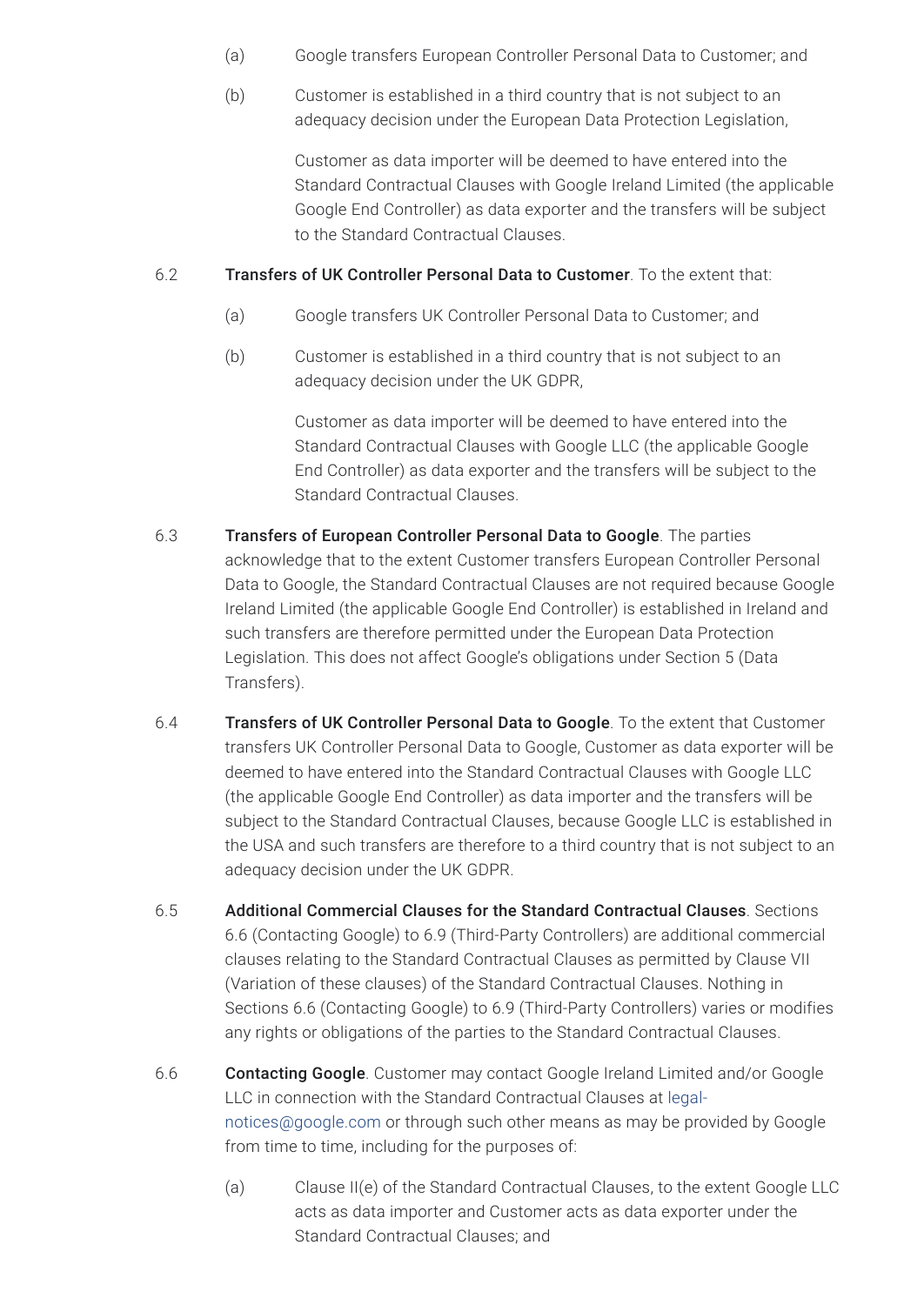(a) Google transfers European Controller Personal Data to Customer; and

(b) Customer is established in a third country that is not subject to an adequacy decision under the European Data Protection Legislation,

Customer as data importer will be deemed to have entered into the Standard Contractual Clauses with Google Ireland Limited (the applicable Google End Controller) as data exporter and the transfers will be subject to the Standard Contractual Clauses.

6.2 **Transfers of UK Controller Personal Data to Customer**. To the extent that:

(a) Google transfers UK Controller Personal Data to Customer; and

(b) Customer is established in a third country that is not subject to an adequacy decision under the UK GDPR,

Customer as data importer will be deemed to have entered into the Standard Contractual Clauses with Google LLC (the applicable Google End Controller) as data exporter and the transfers will be subject to the Standard Contractual Clauses.

6.3 **Transfers of European Controller Personal Data to Google**. The parties acknowledge that to the extent Customer transfers European Controller Personal Data to Google, the Standard Contractual Clauses are not required because Google Ireland Limited (the applicable Google End Controller) is established in Ireland and such transfers are therefore permitted under the European Data Protection Legislation. This does not affect Google's obligations under Section 5 (Data Transfers).

6.4 **Transfers of UK Controller Personal Data to Google**. To the extent that Customer transfers UK Controller Personal Data to Google, Customer as data exporter will be deemed to have entered into the Standard Contractual Clauses with Google LLC (the applicable Google End Controller) as data importer and the transfers will be subject to the Standard Contractual Clauses, because Google LLC is established in the USA and such transfers are therefore to a third country that is not subject to an adequacy decision under the UK GDPR.

6.5 **Additional Commercial Clauses for the Standard Contractual Clauses**. Sections 6.6 (Contacting Google) to 6.9 (Third-Party Controllers) are additional commercial clauses relating to the Standard Contractual Clauses as permitted by Clause VII (Variation of these clauses) of the Standard Contractual Clauses. Nothing in Sections 6.6 (Contacting Google) to 6.9 (Third-Party Controllers) varies or modifies any rights or obligations of the parties to the Standard Contractual Clauses.

6.6 **Contacting Google**. Customer may contact Google Ireland Limited and/or Google LLC in connection with the Standard Contractual Clauses at legal-notices@google.com or through such other means as may be provided by Google from time to time, including for the purposes of:

(a) Clause II(e) of the Standard Contractual Clauses, to the extent Google LLC acts as data importer and Customer acts as data exporter under the Standard Contractual Clauses; and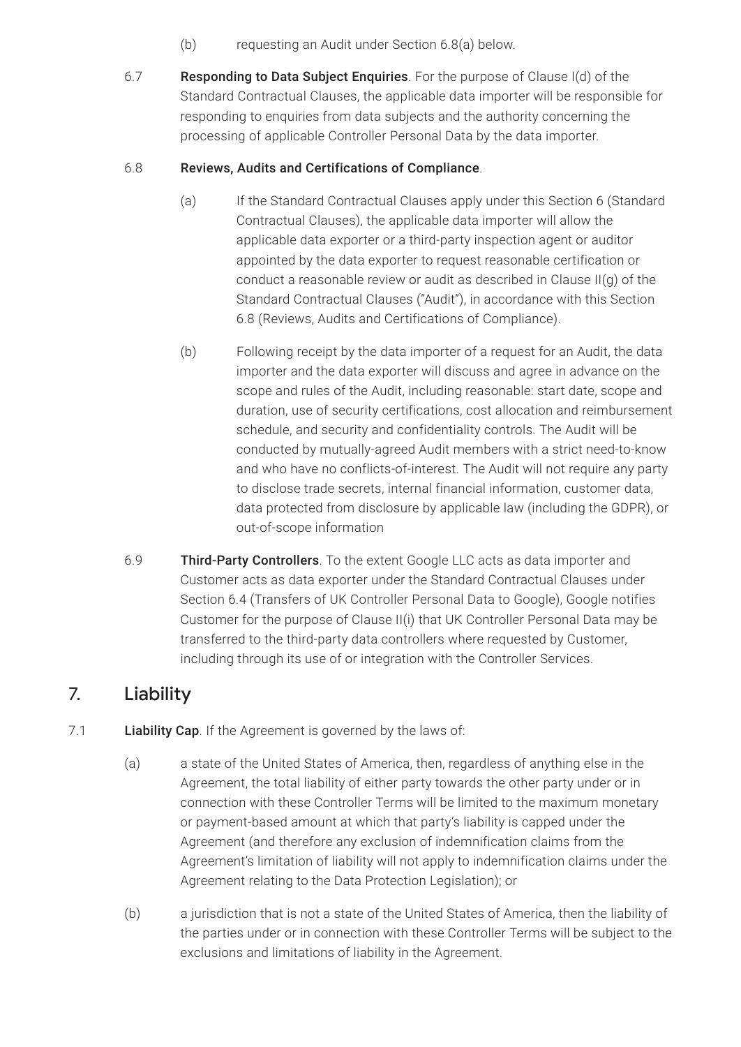(b) requesting an Audit under Section 6.8(a) below.

6.7 **Responding to Data Subject Enquiries**. For the purpose of Clause I(d) of the Standard Contractual Clauses, the applicable data importer will be responsible for responding to enquiries from data subjects and the authority concerning the processing of applicable Controller Personal Data by the data importer.

6.8 **Reviews, Audits and Certifications of Compliance**.

(a) If the Standard Contractual Clauses apply under this Section 6 (Standard Contractual Clauses), the applicable data importer will allow the applicable data exporter or a third-party inspection agent or auditor appointed by the data exporter to request reasonable certification or conduct a reasonable review or audit as described in Clause II(g) of the Standard Contractual Clauses ("Audit"), in accordance with this Section 6.8 (Reviews, Audits and Certifications of Compliance).

(b) Following receipt by the data importer of a request for an Audit, the data importer and the data exporter will discuss and agree in advance on the scope and rules of the Audit, including reasonable: start date, scope and duration, use of security certifications, cost allocation and reimbursement schedule, and security and confidentiality controls. The Audit will be conducted by mutually-agreed Audit members with a strict need-to-know and who have no conflicts-of-interest. The Audit will not require any party to disclose trade secrets, internal financial information, customer data, data protected from disclosure by applicable law (including the GDPR), or out-of-scope information

6.9 **Third-Party Controllers**. To the extent Google LLC acts as data importer and Customer acts as data exporter under the Standard Contractual Clauses under Section 6.4 (Transfers of UK Controller Personal Data to Google), Google notifies Customer for the purpose of Clause II(i) that UK Controller Personal Data may be transferred to the third-party data controllers where requested by Customer, including through its use of or integration with the Controller Services.

## 7. Liability

7.1 **Liability Cap**. If the Agreement is governed by the laws of:

(a) a state of the United States of America, then, regardless of anything else in the Agreement, the total liability of either party towards the other party under or in connection with these Controller Terms will be limited to the maximum monetary or payment-based amount at which that party's liability is capped under the Agreement (and therefore any exclusion of indemnification claims from the Agreement's limitation of liability will not apply to indemnification claims under the Agreement relating to the Data Protection Legislation); or

(b) a jurisdiction that is not a state of the United States of America, then the liability of the parties under or in connection with these Controller Terms will be subject to the exclusions and limitations of liability in the Agreement.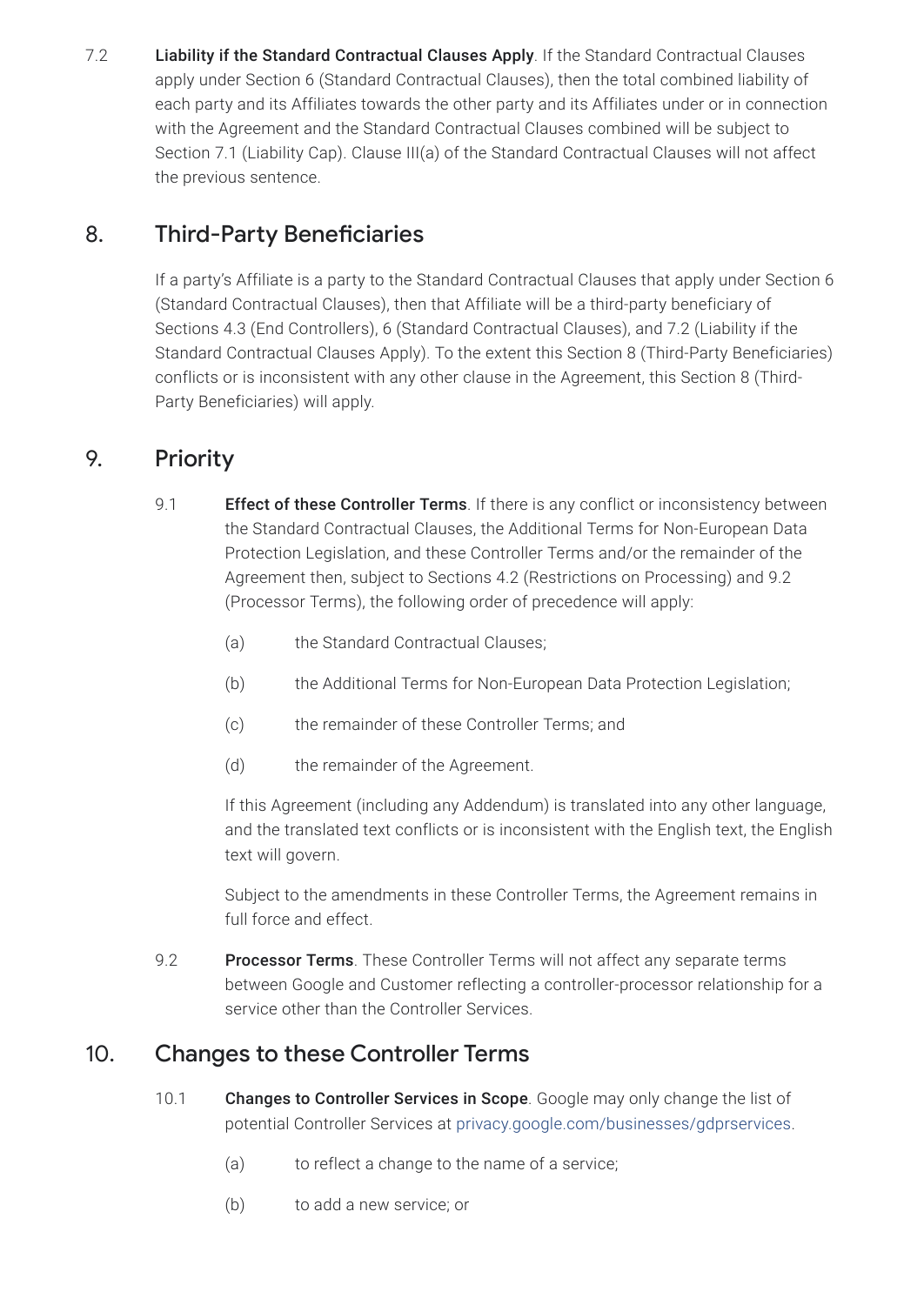7.2 **Liability if the Standard Contractual Clauses Apply**. If the Standard Contractual Clauses apply under Section 6 (Standard Contractual Clauses), then the total combined liability of each party and its Affiliates towards the other party and its Affiliates under or in connection with the Agreement and the Standard Contractual Clauses combined will be subject to Section 7.1 (Liability Cap). Clause III(a) of the Standard Contractual Clauses will not affect the previous sentence.

## 8. Third-Party Beneficiaries

If a party's Affiliate is a party to the Standard Contractual Clauses that apply under Section 6 (Standard Contractual Clauses), then that Affiliate will be a third-party beneficiary of Sections 4.3 (End Controllers), 6 (Standard Contractual Clauses), and 7.2 (Liability if the Standard Contractual Clauses Apply). To the extent this Section 8 (Third-Party Beneficiaries) conflicts or is inconsistent with any other clause in the Agreement, this Section 8 (Third-Party Beneficiaries) will apply.

## 9. Priority

9.1 **Effect of these Controller Terms**. If there is any conflict or inconsistency between the Standard Contractual Clauses, the Additional Terms for Non-European Data Protection Legislation, and these Controller Terms and/or the remainder of the Agreement then, subject to Sections 4.2 (Restrictions on Processing) and 9.2 (Processor Terms), the following order of precedence will apply:

(a) the Standard Contractual Clauses;

(b) the Additional Terms for Non-European Data Protection Legislation;

(c) the remainder of these Controller Terms; and

(d) the remainder of the Agreement.

If this Agreement (including any Addendum) is translated into any other language, and the translated text conflicts or is inconsistent with the English text, the English text will govern.

Subject to the amendments in these Controller Terms, the Agreement remains in full force and effect.

9.2 **Processor Terms**. These Controller Terms will not affect any separate terms between Google and Customer reflecting a controller-processor relationship for a service other than the Controller Services.

## 10. Changes to these Controller Terms

10.1 **Changes to Controller Services in Scope**. Google may only change the list of potential Controller Services at privacy.google.com/businesses/gdprservices.

(a) to reflect a change to the name of a service;

(b) to add a new service; or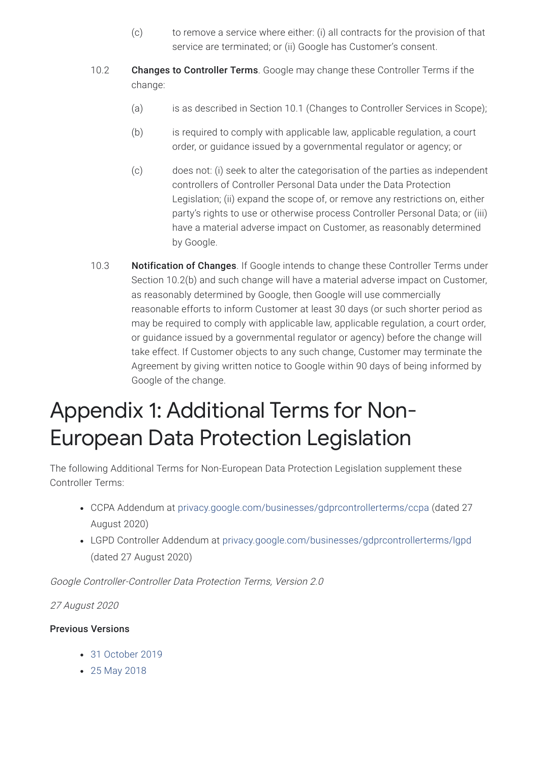(c) to remove a service where either: (i) all contracts for the provision of that service are terminated; or (ii) Google has Customer's consent.

10.2 **Changes to Controller Terms**. Google may change these Controller Terms if the change:

(a) is as described in Section 10.1 (Changes to Controller Services in Scope);

(b) is required to comply with applicable law, applicable regulation, a court order, or guidance issued by a governmental regulator or agency; or

(c) does not: (i) seek to alter the categorisation of the parties as independent controllers of Controller Personal Data under the Data Protection Legislation; (ii) expand the scope of, or remove any restrictions on, either party's rights to use or otherwise process Controller Personal Data; or (iii) have a material adverse impact on Customer, as reasonably determined by Google.

10.3 **Notification of Changes**. If Google intends to change these Controller Terms under Section 10.2(b) and such change will have a material adverse impact on Customer, as reasonably determined by Google, then Google will use commercially reasonable efforts to inform Customer at least 30 days (or such shorter period as may be required to comply with applicable law, applicable regulation, a court order, or guidance issued by a governmental regulator or agency) before the change will take effect. If Customer objects to any such change, Customer may terminate the Agreement by giving written notice to Google within 90 days of being informed by Google of the change.

# Appendix 1: Additional Terms for Non-European Data Protection Legislation

The following Additional Terms for Non-European Data Protection Legislation supplement these Controller Terms:

- CCPA Addendum at privacy.google.com/businesses/gdprcontrollerterms/ccpa (dated 27 August 2020)
- LGPD Controller Addendum at privacy.google.com/businesses/gdprcontrollerterms/lgpd (dated 27 August 2020)

*Google Controller-Controller Data Protection Terms, Version 2.0*

*27 August 2020*

**Previous Versions**

- 31 October 2019
- 25 May 2018